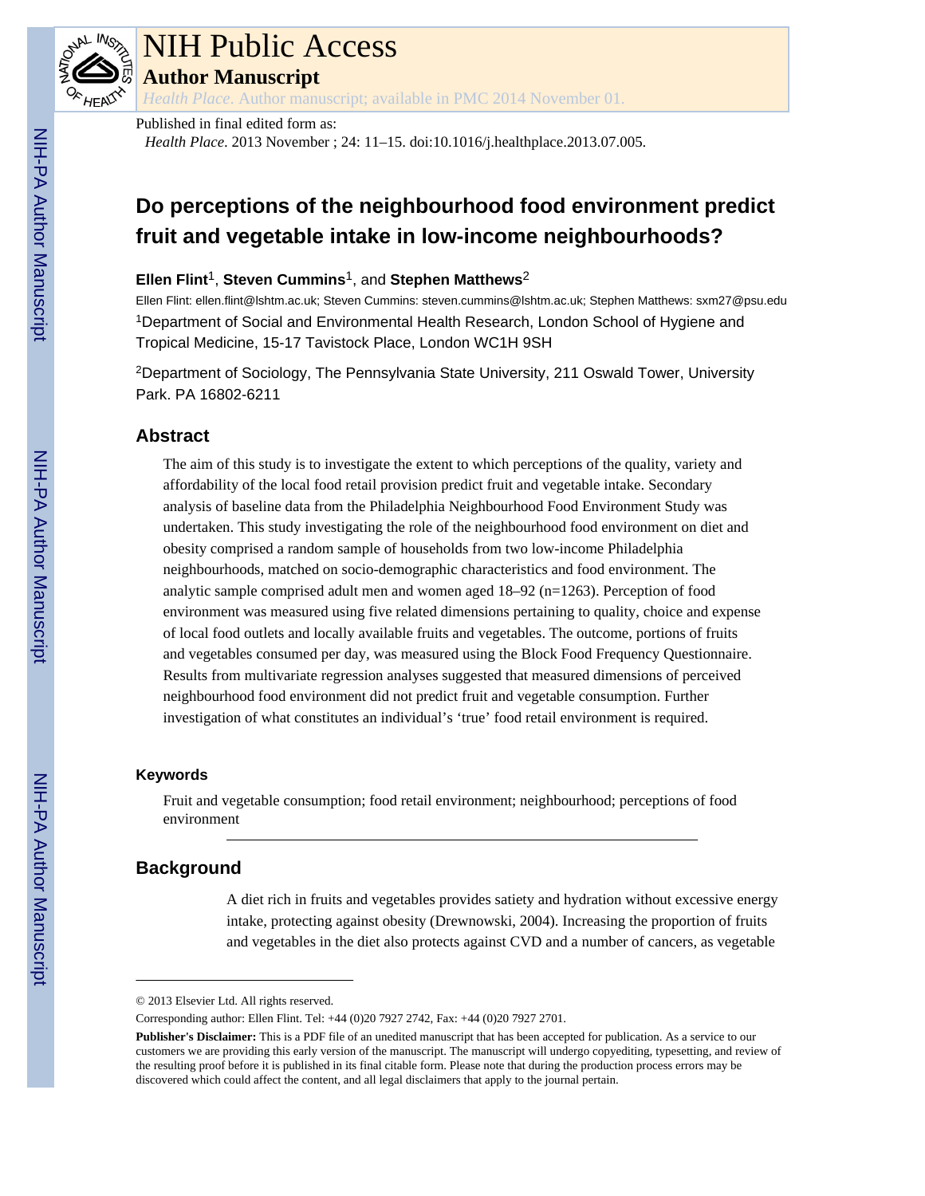# NIH Public Access

**Author Manuscript**

*Health Place*. Author manuscript; available in PMC 2014 November 01.

Published in final edited form as:

*Health Place*. 2013 November ; 24: 11–15. doi:10.1016/j.healthplace.2013.07.005.

## Do perceptions of the neighbourhood food environment predict fruit and vegetable intake in low-income neighbourhoods?

**Ellen Flint**[1], **Steven Cummins**[1], and **Stephen Matthews**[2]

Ellen Flint: ellen.flint@lshtm.ac.uk; Steven Cummins: steven.cummins@lshtm.ac.uk; Stephen Matthews: sxm27@psu.edu

[1]Department of Social and Environmental Health Research, London School of Hygiene and Tropical Medicine, 15-17 Tavistock Place, London WC1H 9SH

[2]Department of Sociology, The Pennsylvania State University, 211 Oswald Tower, University Park. PA 16802-6211

## Abstract

The aim of this study is to investigate the extent to which perceptions of the quality, variety and affordability of the local food retail provision predict fruit and vegetable intake. Secondary analysis of baseline data from the Philadelphia Neighbourhood Food Environment Study was undertaken. This study investigating the role of the neighbourhood food environment on diet and obesity comprised a random sample of households from two low-income Philadelphia neighbourhoods, matched on socio-demographic characteristics and food environment. The analytic sample comprised adult men and women aged 18–92 (n=1263). Perception of food environment was measured using five related dimensions pertaining to quality, choice and expense of local food outlets and locally available fruits and vegetables. The outcome, portions of fruits and vegetables consumed per day, was measured using the Block Food Frequency Questionnaire. Results from multivariate regression analyses suggested that measured dimensions of perceived neighbourhood food environment did not predict fruit and vegetable consumption. Further investigation of what constitutes an individual's 'true' food retail environment is required.

### Keywords

Fruit and vegetable consumption; food retail environment; neighbourhood; perceptions of food environment

## Background

A diet rich in fruits and vegetables provides satiety and hydration without excessive energy intake, protecting against obesity (Drewnowski, 2004). Increasing the proportion of fruits and vegetables in the diet also protects against CVD and a number of cancers, as vegetable

---

© 2013 Elsevier Ltd. All rights reserved.

Corresponding author: Ellen Flint. Tel: +44 (0)20 7927 2742, Fax: +44 (0)20 7927 2701.

**Publisher's Disclaimer:** This is a PDF file of an unedited manuscript that has been accepted for publication. As a service to our customers we are providing this early version of the manuscript. The manuscript will undergo copyediting, typesetting, and review of the resulting proof before it is published in its final citable form. Please note that during the production process errors may be discovered which could affect the content, and all legal disclaimers that apply to the journal pertain.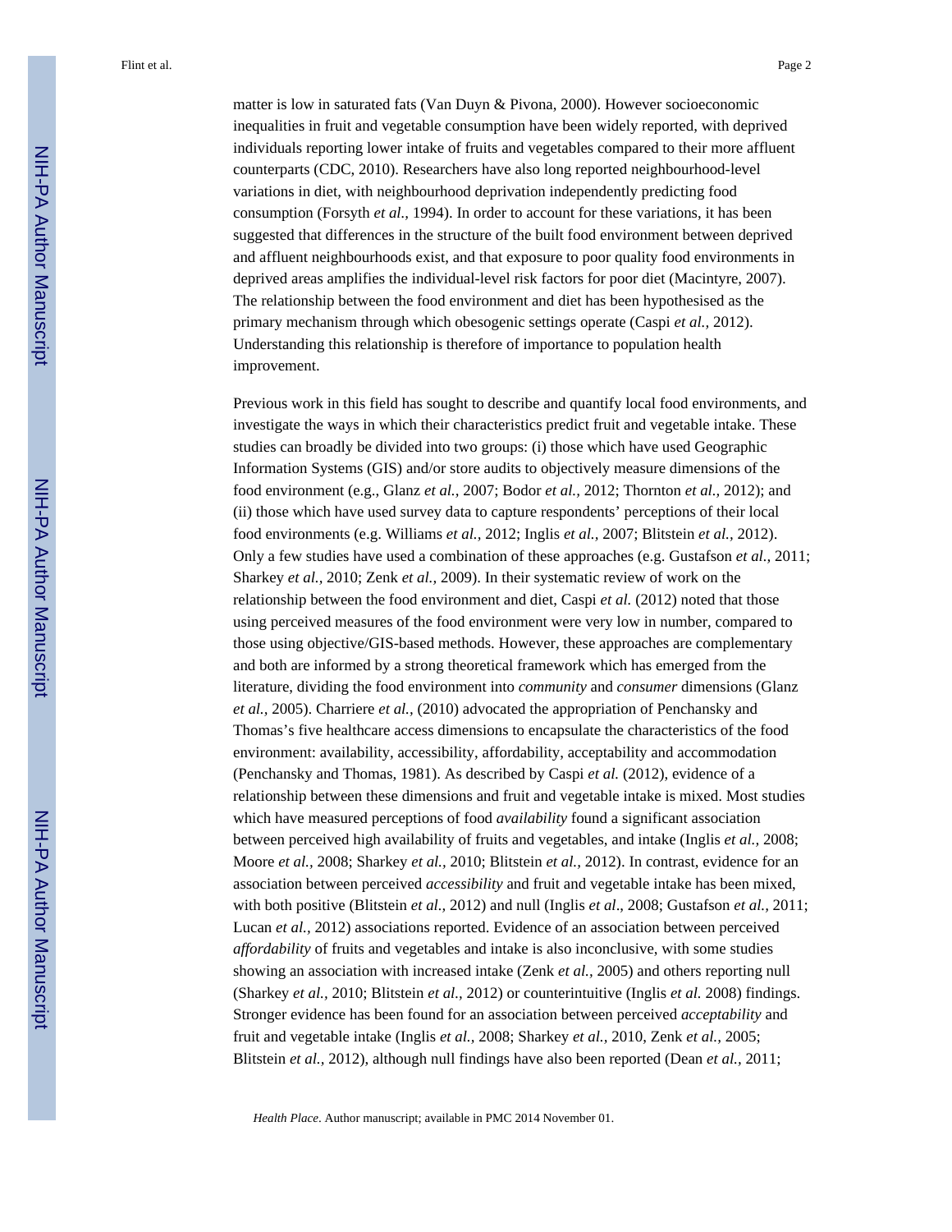matter is low in saturated fats (Van Duyn & Pivona, 2000). However socioeconomic inequalities in fruit and vegetable consumption have been widely reported, with deprived individuals reporting lower intake of fruits and vegetables compared to their more affluent counterparts (CDC, 2010). Researchers have also long reported neighbourhood-level variations in diet, with neighbourhood deprivation independently predicting food consumption (Forsyth *et al.,* 1994). In order to account for these variations, it has been suggested that differences in the structure of the built food environment between deprived and affluent neighbourhoods exist, and that exposure to poor quality food environments in deprived areas amplifies the individual-level risk factors for poor diet (Macintyre, 2007). The relationship between the food environment and diet has been hypothesised as the primary mechanism through which obesogenic settings operate (Caspi *et al.,* 2012). Understanding this relationship is therefore of importance to population health improvement.

Previous work in this field has sought to describe and quantify local food environments, and investigate the ways in which their characteristics predict fruit and vegetable intake. These studies can broadly be divided into two groups: (i) those which have used Geographic Information Systems (GIS) and/or store audits to objectively measure dimensions of the food environment (e.g., Glanz *et al.,* 2007; Bodor *et al.,* 2012; Thornton *et al.,* 2012); and (ii) those which have used survey data to capture respondents' perceptions of their local food environments (e.g. Williams *et al.,* 2012; Inglis *et al.,* 2007; Blitstein *et al.,* 2012). Only a few studies have used a combination of these approaches (e.g. Gustafson *et al.,* 2011; Sharkey *et al.,* 2010; Zenk *et al.,* 2009). In their systematic review of work on the relationship between the food environment and diet, Caspi *et al.* (2012) noted that those using perceived measures of the food environment were very low in number, compared to those using objective/GIS-based methods. However, these approaches are complementary and both are informed by a strong theoretical framework which has emerged from the literature, dividing the food environment into *community* and *consumer* dimensions (Glanz *et al.,* 2005). Charriere *et al.,* (2010) advocated the appropriation of Penchansky and Thomas's five healthcare access dimensions to encapsulate the characteristics of the food environment: availability, accessibility, affordability, acceptability and accommodation (Penchansky and Thomas, 1981). As described by Caspi *et al.* (2012), evidence of a relationship between these dimensions and fruit and vegetable intake is mixed. Most studies which have measured perceptions of food *availability* found a significant association between perceived high availability of fruits and vegetables, and intake (Inglis *et al.,* 2008; Moore *et al.,* 2008; Sharkey *et al.,* 2010; Blitstein *et al.,* 2012). In contrast, evidence for an association between perceived *accessibility* and fruit and vegetable intake has been mixed, with both positive (Blitstein *et al.,* 2012) and null (Inglis *et al*., 2008; Gustafson *et al.,* 2011; Lucan *et al.,* 2012) associations reported. Evidence of an association between perceived *affordability* of fruits and vegetables and intake is also inconclusive, with some studies showing an association with increased intake (Zenk *et al.,* 2005) and others reporting null (Sharkey *et al.,* 2010; Blitstein *et al.,* 2012) or counterintuitive (Inglis *et al.* 2008) findings. Stronger evidence has been found for an association between perceived *acceptability* and fruit and vegetable intake (Inglis *et al.,* 2008; Sharkey *et al.,* 2010, Zenk *et al.,* 2005; Blitstein *et al.,* 2012), although null findings have also been reported (Dean *et al.,* 2011;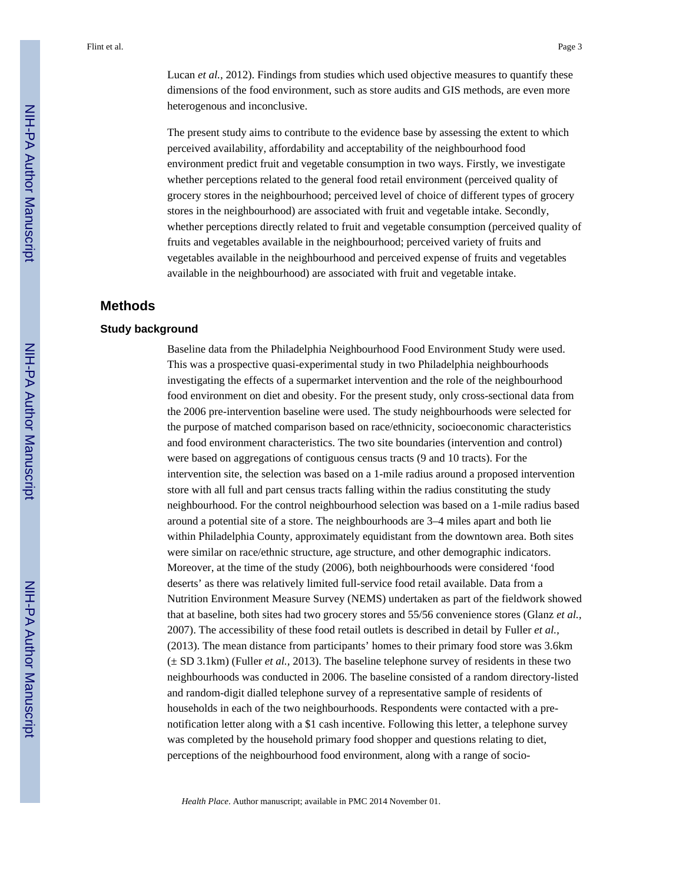Lucan *et al.,* 2012). Findings from studies which used objective measures to quantify these dimensions of the food environment, such as store audits and GIS methods, are even more heterogenous and inconclusive.

The present study aims to contribute to the evidence base by assessing the extent to which perceived availability, affordability and acceptability of the neighbourhood food environment predict fruit and vegetable consumption in two ways. Firstly, we investigate whether perceptions related to the general food retail environment (perceived quality of grocery stores in the neighbourhood; perceived level of choice of different types of grocery stores in the neighbourhood) are associated with fruit and vegetable intake. Secondly, whether perceptions directly related to fruit and vegetable consumption (perceived quality of fruits and vegetables available in the neighbourhood; perceived variety of fruits and vegetables available in the neighbourhood and perceived expense of fruits and vegetables available in the neighbourhood) are associated with fruit and vegetable intake.

## Methods

### Study background

Baseline data from the Philadelphia Neighbourhood Food Environment Study were used. This was a prospective quasi-experimental study in two Philadelphia neighbourhoods investigating the effects of a supermarket intervention and the role of the neighbourhood food environment on diet and obesity. For the present study, only cross-sectional data from the 2006 pre-intervention baseline were used. The study neighbourhoods were selected for the purpose of matched comparison based on race/ethnicity, socioeconomic characteristics and food environment characteristics. The two site boundaries (intervention and control) were based on aggregations of contiguous census tracts (9 and 10 tracts). For the intervention site, the selection was based on a 1-mile radius around a proposed intervention store with all full and part census tracts falling within the radius constituting the study neighbourhood. For the control neighbourhood selection was based on a 1-mile radius based around a potential site of a store. The neighbourhoods are 3–4 miles apart and both lie within Philadelphia County, approximately equidistant from the downtown area. Both sites were similar on race/ethnic structure, age structure, and other demographic indicators. Moreover, at the time of the study (2006), both neighbourhoods were considered 'food deserts' as there was relatively limited full-service food retail available. Data from a Nutrition Environment Measure Survey (NEMS) undertaken as part of the fieldwork showed that at baseline, both sites had two grocery stores and 55/56 convenience stores (Glanz *et al.,* 2007). The accessibility of these food retail outlets is described in detail by Fuller *et al.,* (2013). The mean distance from participants' homes to their primary food store was 3.6km (± SD 3.1km) (Fuller *et al.,* 2013). The baseline telephone survey of residents in these two neighbourhoods was conducted in 2006. The baseline consisted of a random directory-listed and random-digit dialled telephone survey of a representative sample of residents of households in each of the two neighbourhoods. Respondents were contacted with a pre-notification letter along with a $1 cash incentive. Following this letter, a telephone survey was completed by the household primary food shopper and questions relating to diet, perceptions of the neighbourhood food environment, along with a range of socio-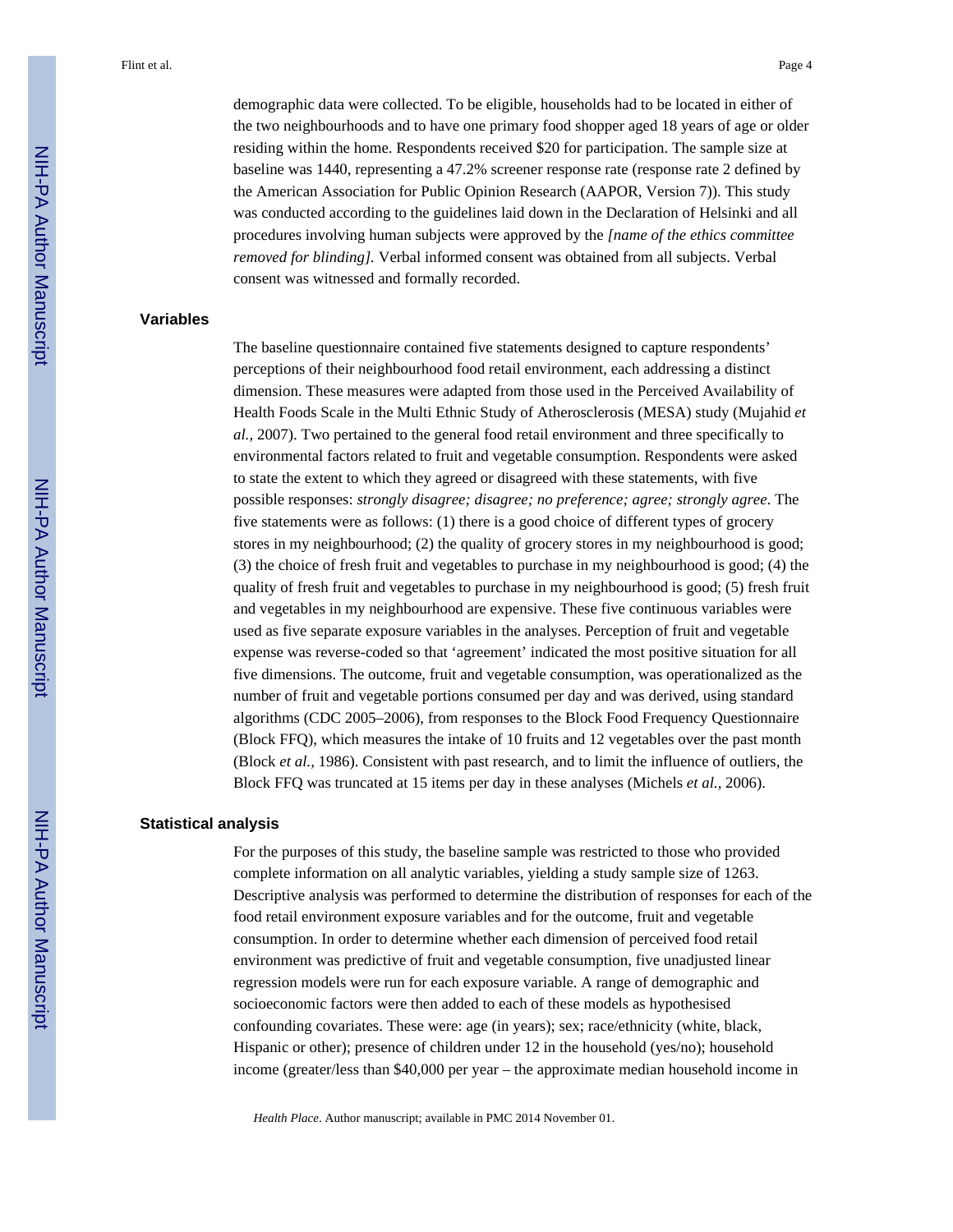demographic data were collected. To be eligible, households had to be located in either of the two neighbourhoods and to have one primary food shopper aged 18 years of age or older residing within the home. Respondents received $20 for participation. The sample size at baseline was 1440, representing a 47.2% screener response rate (response rate 2 defined by the American Association for Public Opinion Research (AAPOR, Version 7)). This study was conducted according to the guidelines laid down in the Declaration of Helsinki and all procedures involving human subjects were approved by the *[name of the ethics committee removed for blinding].* Verbal informed consent was obtained from all subjects. Verbal consent was witnessed and formally recorded.

### Variables

The baseline questionnaire contained five statements designed to capture respondents' perceptions of their neighbourhood food retail environment, each addressing a distinct dimension. These measures were adapted from those used in the Perceived Availability of Health Foods Scale in the Multi Ethnic Study of Atherosclerosis (MESA) study (Mujahid *et al.,* 2007). Two pertained to the general food retail environment and three specifically to environmental factors related to fruit and vegetable consumption. Respondents were asked to state the extent to which they agreed or disagreed with these statements, with five possible responses: *strongly disagree; disagree; no preference; agree; strongly agree*. The five statements were as follows: (1) there is a good choice of different types of grocery stores in my neighbourhood; (2) the quality of grocery stores in my neighbourhood is good; (3) the choice of fresh fruit and vegetables to purchase in my neighbourhood is good; (4) the quality of fresh fruit and vegetables to purchase in my neighbourhood is good; (5) fresh fruit and vegetables in my neighbourhood are expensive. These five continuous variables were used as five separate exposure variables in the analyses. Perception of fruit and vegetable expense was reverse-coded so that 'agreement' indicated the most positive situation for all five dimensions. The outcome, fruit and vegetable consumption, was operationalized as the number of fruit and vegetable portions consumed per day and was derived, using standard algorithms (CDC 2005–2006), from responses to the Block Food Frequency Questionnaire (Block FFQ), which measures the intake of 10 fruits and 12 vegetables over the past month (Block *et al.,* 1986). Consistent with past research, and to limit the influence of outliers, the Block FFQ was truncated at 15 items per day in these analyses (Michels *et al.,* 2006).

### Statistical analysis

For the purposes of this study, the baseline sample was restricted to those who provided complete information on all analytic variables, yielding a study sample size of 1263. Descriptive analysis was performed to determine the distribution of responses for each of the food retail environment exposure variables and for the outcome, fruit and vegetable consumption. In order to determine whether each dimension of perceived food retail environment was predictive of fruit and vegetable consumption, five unadjusted linear regression models were run for each exposure variable. A range of demographic and socioeconomic factors were then added to each of these models as hypothesised confounding covariates. These were: age (in years); sex; race/ethnicity (white, black, Hispanic or other); presence of children under 12 in the household (yes/no); household income (greater/less than $40,000 per year – the approximate median household income in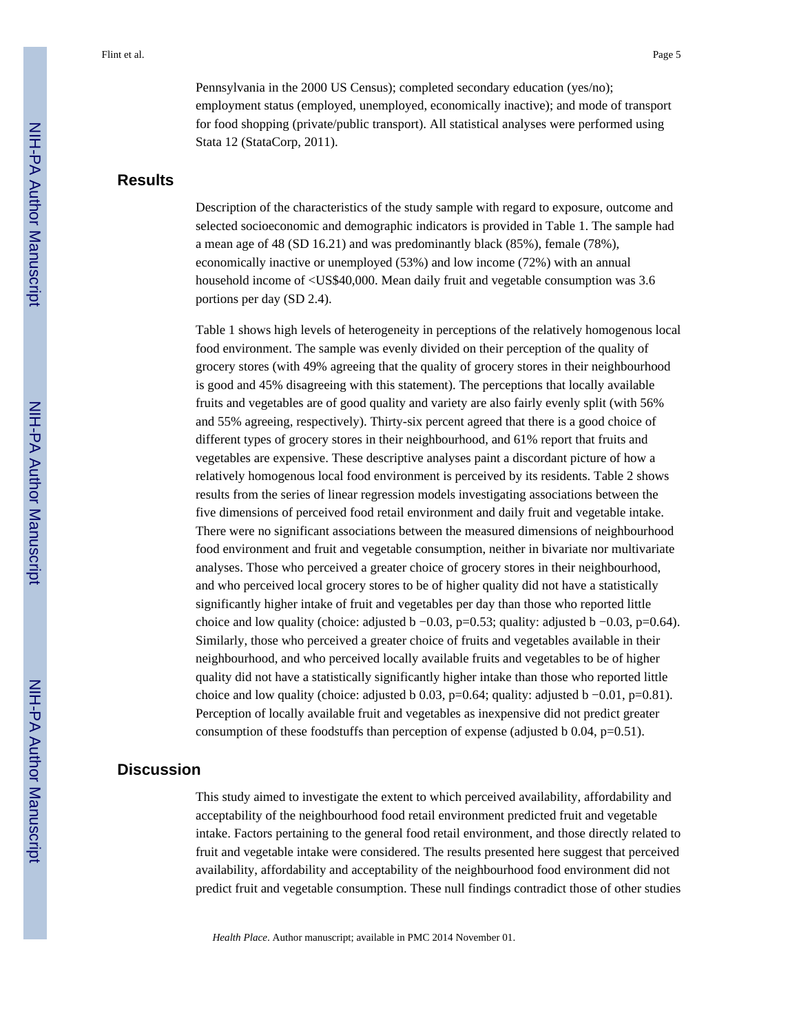Pennsylvania in the 2000 US Census); completed secondary education (yes/no); employment status (employed, unemployed, economically inactive); and mode of transport for food shopping (private/public transport). All statistical analyses were performed using Stata 12 (StataCorp, 2011).

## Results

Description of the characteristics of the study sample with regard to exposure, outcome and selected socioeconomic and demographic indicators is provided in Table 1. The sample had a mean age of 48 (SD 16.21) and was predominantly black (85%), female (78%), economically inactive or unemployed (53%) and low income (72%) with an annual household income of <US$40,000. Mean daily fruit and vegetable consumption was 3.6 portions per day (SD 2.4).

Table 1 shows high levels of heterogeneity in perceptions of the relatively homogenous local food environment. The sample was evenly divided on their perception of the quality of grocery stores (with 49% agreeing that the quality of grocery stores in their neighbourhood is good and 45% disagreeing with this statement). The perceptions that locally available fruits and vegetables are of good quality and variety are also fairly evenly split (with 56% and 55% agreeing, respectively). Thirty-six percent agreed that there is a good choice of different types of grocery stores in their neighbourhood, and 61% report that fruits and vegetables are expensive. These descriptive analyses paint a discordant picture of how a relatively homogenous local food environment is perceived by its residents. Table 2 shows results from the series of linear regression models investigating associations between the five dimensions of perceived food retail environment and daily fruit and vegetable intake. There were no significant associations between the measured dimensions of neighbourhood food environment and fruit and vegetable consumption, neither in bivariate nor multivariate analyses. Those who perceived a greater choice of grocery stores in their neighbourhood, and who perceived local grocery stores to be of higher quality did not have a statistically significantly higher intake of fruit and vegetables per day than those who reported little choice and low quality (choice: adjusted b −0.03, p=0.53; quality: adjusted b −0.03, p=0.64). Similarly, those who perceived a greater choice of fruits and vegetables available in their neighbourhood, and who perceived locally available fruits and vegetables to be of higher quality did not have a statistically significantly higher intake than those who reported little choice and low quality (choice: adjusted b 0.03, p=0.64; quality: adjusted b −0.01, p=0.81). Perception of locally available fruit and vegetables as inexpensive did not predict greater consumption of these foodstuffs than perception of expense (adjusted b 0.04, p=0.51).

## Discussion

This study aimed to investigate the extent to which perceived availability, affordability and acceptability of the neighbourhood food retail environment predicted fruit and vegetable intake. Factors pertaining to the general food retail environment, and those directly related to fruit and vegetable intake were considered. The results presented here suggest that perceived availability, affordability and acceptability of the neighbourhood food environment did not predict fruit and vegetable consumption. These null findings contradict those of other studies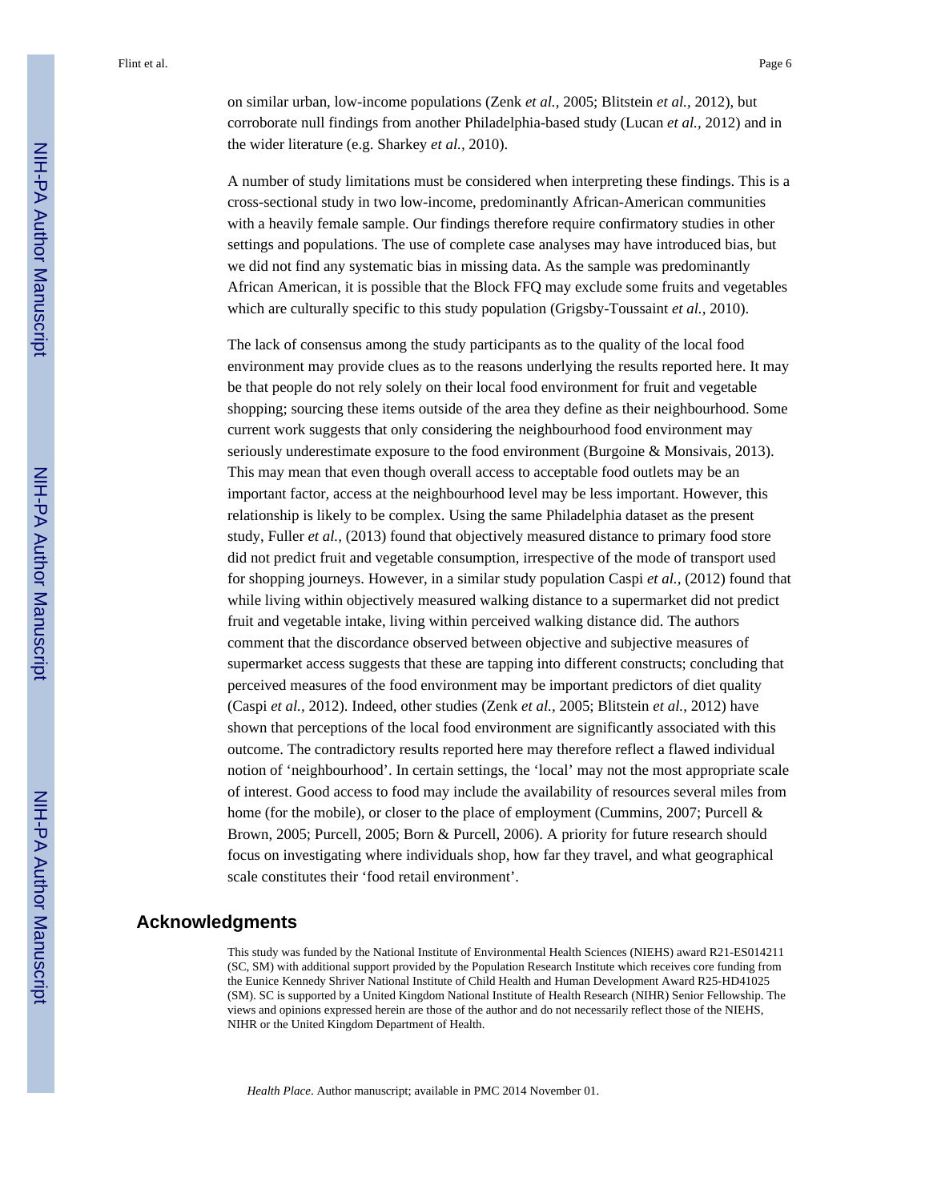on similar urban, low-income populations (Zenk *et al.,* 2005; Blitstein *et al.,* 2012), but corroborate null findings from another Philadelphia-based study (Lucan *et al.,* 2012) and in the wider literature (e.g. Sharkey *et al.,* 2010).

A number of study limitations must be considered when interpreting these findings. This is a cross-sectional study in two low-income, predominantly African-American communities with a heavily female sample. Our findings therefore require confirmatory studies in other settings and populations. The use of complete case analyses may have introduced bias, but we did not find any systematic bias in missing data. As the sample was predominantly African American, it is possible that the Block FFQ may exclude some fruits and vegetables which are culturally specific to this study population (Grigsby-Toussaint *et al.,* 2010).

The lack of consensus among the study participants as to the quality of the local food environment may provide clues as to the reasons underlying the results reported here. It may be that people do not rely solely on their local food environment for fruit and vegetable shopping; sourcing these items outside of the area they define as their neighbourhood. Some current work suggests that only considering the neighbourhood food environment may seriously underestimate exposure to the food environment (Burgoine & Monsivais, 2013). This may mean that even though overall access to acceptable food outlets may be an important factor, access at the neighbourhood level may be less important. However, this relationship is likely to be complex. Using the same Philadelphia dataset as the present study, Fuller *et al.,* (2013) found that objectively measured distance to primary food store did not predict fruit and vegetable consumption, irrespective of the mode of transport used for shopping journeys. However, in a similar study population Caspi *et al.,* (2012) found that while living within objectively measured walking distance to a supermarket did not predict fruit and vegetable intake, living within perceived walking distance did. The authors comment that the discordance observed between objective and subjective measures of supermarket access suggests that these are tapping into different constructs; concluding that perceived measures of the food environment may be important predictors of diet quality (Caspi *et al.,* 2012). Indeed, other studies (Zenk *et al.,* 2005; Blitstein *et al.,* 2012) have shown that perceptions of the local food environment are significantly associated with this outcome. The contradictory results reported here may therefore reflect a flawed individual notion of 'neighbourhood'. In certain settings, the 'local' may not the most appropriate scale of interest. Good access to food may include the availability of resources several miles from home (for the mobile), or closer to the place of employment (Cummins, 2007; Purcell & Brown, 2005; Purcell, 2005; Born & Purcell, 2006). A priority for future research should focus on investigating where individuals shop, how far they travel, and what geographical scale constitutes their 'food retail environment'.

## Acknowledgments

This study was funded by the National Institute of Environmental Health Sciences (NIEHS) award R21-ES014211 (SC, SM) with additional support provided by the Population Research Institute which receives core funding from the Eunice Kennedy Shriver National Institute of Child Health and Human Development Award R25-HD41025 (SM). SC is supported by a United Kingdom National Institute of Health Research (NIHR) Senior Fellowship. The views and opinions expressed herein are those of the author and do not necessarily reflect those of the NIEHS, NIHR or the United Kingdom Department of Health.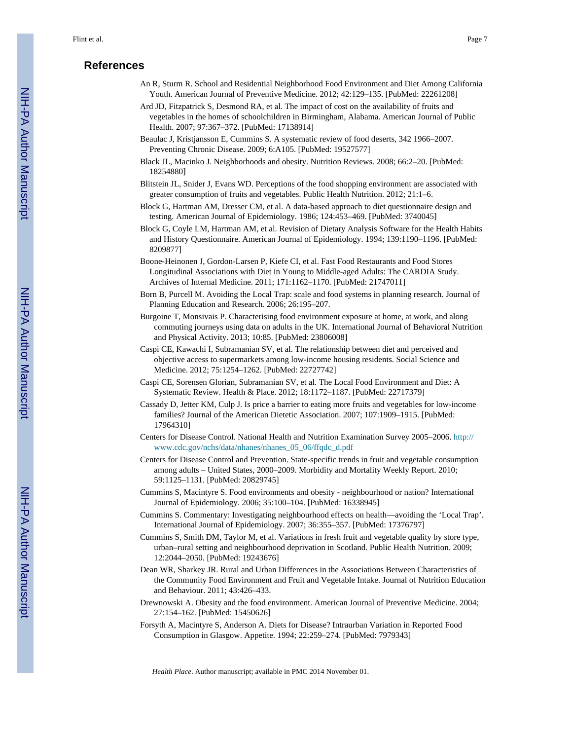## References

An R, Sturm R. School and Residential Neighborhood Food Environment and Diet Among California Youth. American Journal of Preventive Medicine. 2012; 42:129–135. [PubMed: 22261208]

Ard JD, Fitzpatrick S, Desmond RA, et al. The impact of cost on the availability of fruits and vegetables in the homes of schoolchildren in Birmingham, Alabama. American Journal of Public Health. 2007; 97:367–372. [PubMed: 17138914]

Beaulac J, Kristjansson E, Cummins S. A systematic review of food deserts, 342 1966–2007. Preventing Chronic Disease. 2009; 6:A105. [PubMed: 19527577]

Black JL, Macinko J. Neighborhoods and obesity. Nutrition Reviews. 2008; 66:2–20. [PubMed: 18254880]

Blitstein JL, Snider J, Evans WD. Perceptions of the food shopping environment are associated with greater consumption of fruits and vegetables. Public Health Nutrition. 2012; 21:1–6.

Block G, Hartman AM, Dresser CM, et al. A data-based approach to diet questionnaire design and testing. American Journal of Epidemiology. 1986; 124:453–469. [PubMed: 3740045]

Block G, Coyle LM, Hartman AM, et al. Revision of Dietary Analysis Software for the Health Habits and History Questionnaire. American Journal of Epidemiology. 1994; 139:1190–1196. [PubMed: 8209877]

Boone-Heinonen J, Gordon-Larsen P, Kiefe CI, et al. Fast Food Restaurants and Food Stores Longitudinal Associations with Diet in Young to Middle-aged Adults: The CARDIA Study. Archives of Internal Medicine. 2011; 171:1162–1170. [PubMed: 21747011]

Born B, Purcell M. Avoiding the Local Trap: scale and food systems in planning research. Journal of Planning Education and Research. 2006; 26:195–207.

Burgoine T, Monsivais P. Characterising food environment exposure at home, at work, and along commuting journeys using data on adults in the UK. International Journal of Behavioral Nutrition and Physical Activity. 2013; 10:85. [PubMed: 23806008]

Caspi CE, Kawachi I, Subramanian SV, et al. The relationship between diet and perceived and objective access to supermarkets among low-income housing residents. Social Science and Medicine. 2012; 75:1254–1262. [PubMed: 22727742]

Caspi CE, Sorensen Glorian, Subramanian SV, et al. The Local Food Environment and Diet: A Systematic Review. Health & Place. 2012; 18:1172–1187. [PubMed: 22717379]

Cassady D, Jetter KM, Culp J. Is price a barrier to eating more fruits and vegetables for low-income families? Journal of the American Dietetic Association. 2007; 107:1909–1915. [PubMed: 17964310]

Centers for Disease Control. National Health and Nutrition Examination Survey 2005–2006. http://www.cdc.gov/nchs/data/nhanes/nhanes_05_06/ffqdc_d.pdf

Centers for Disease Control and Prevention. State-specific trends in fruit and vegetable consumption among adults – United States, 2000–2009. Morbidity and Mortality Weekly Report. 2010; 59:1125–1131. [PubMed: 20829745]

Cummins S, Macintyre S. Food environments and obesity - neighbourhood or nation? International Journal of Epidemiology. 2006; 35:100–104. [PubMed: 16338945]

Cummins S. Commentary: Investigating neighbourhood effects on health—avoiding the 'Local Trap'. International Journal of Epidemiology. 2007; 36:355–357. [PubMed: 17376797]

Cummins S, Smith DM, Taylor M, et al. Variations in fresh fruit and vegetable quality by store type, urban–rural setting and neighbourhood deprivation in Scotland. Public Health Nutrition. 2009; 12:2044–2050. [PubMed: 19243676]

Dean WR, Sharkey JR. Rural and Urban Differences in the Associations Between Characteristics of the Community Food Environment and Fruit and Vegetable Intake. Journal of Nutrition Education and Behaviour. 2011; 43:426–433.

Drewnowski A. Obesity and the food environment. American Journal of Preventive Medicine. 2004; 27:154–162. [PubMed: 15450626]

Forsyth A, Macintyre S, Anderson A. Diets for Disease? Intraurban Variation in Reported Food Consumption in Glasgow. Appetite. 1994; 22:259–274. [PubMed: 7979343]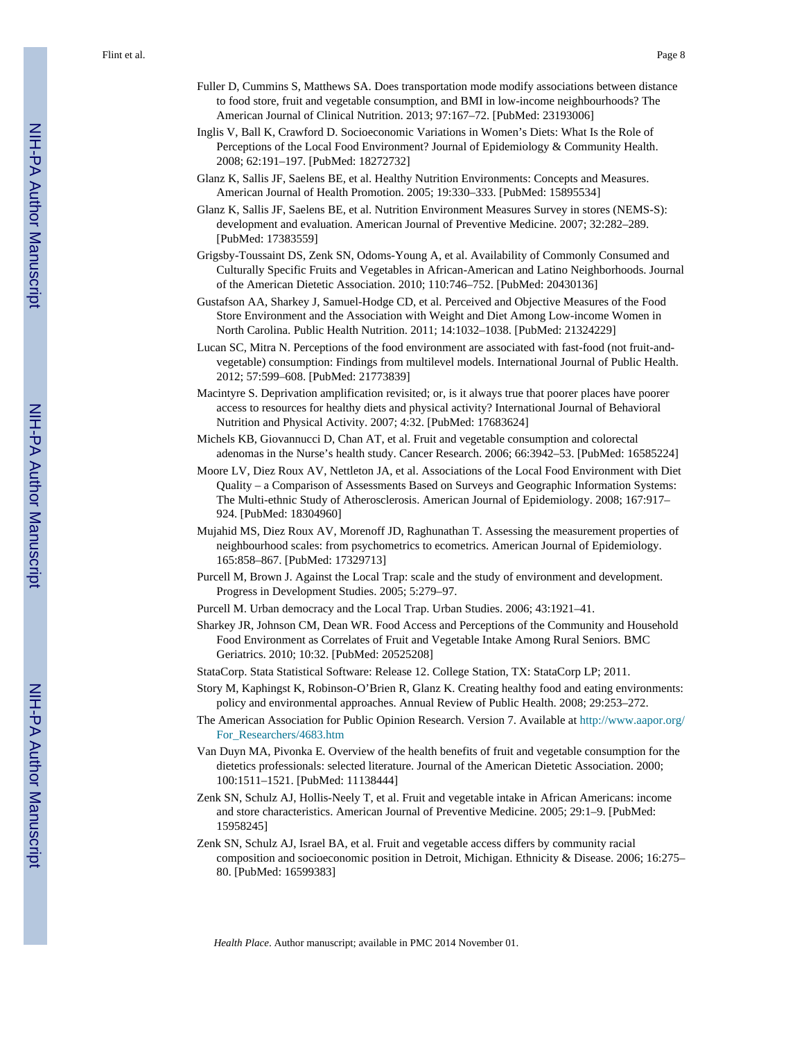Fuller D, Cummins S, Matthews SA. Does transportation mode modify associations between distance to food store, fruit and vegetable consumption, and BMI in low-income neighbourhoods? The American Journal of Clinical Nutrition. 2013; 97:167–72. [PubMed: 23193006]

Inglis V, Ball K, Crawford D. Socioeconomic Variations in Women's Diets: What Is the Role of Perceptions of the Local Food Environment? Journal of Epidemiology & Community Health. 2008; 62:191–197. [PubMed: 18272732]

Glanz K, Sallis JF, Saelens BE, et al. Healthy Nutrition Environments: Concepts and Measures. American Journal of Health Promotion. 2005; 19:330–333. [PubMed: 15895534]

Glanz K, Sallis JF, Saelens BE, et al. Nutrition Environment Measures Survey in stores (NEMS-S): development and evaluation. American Journal of Preventive Medicine. 2007; 32:282–289. [PubMed: 17383559]

Grigsby-Toussaint DS, Zenk SN, Odoms-Young A, et al. Availability of Commonly Consumed and Culturally Specific Fruits and Vegetables in African-American and Latino Neighborhoods. Journal of the American Dietetic Association. 2010; 110:746–752. [PubMed: 20430136]

Gustafson AA, Sharkey J, Samuel-Hodge CD, et al. Perceived and Objective Measures of the Food Store Environment and the Association with Weight and Diet Among Low-income Women in North Carolina. Public Health Nutrition. 2011; 14:1032–1038. [PubMed: 21324229]

Lucan SC, Mitra N. Perceptions of the food environment are associated with fast-food (not fruit-and-vegetable) consumption: Findings from multilevel models. International Journal of Public Health. 2012; 57:599–608. [PubMed: 21773839]

Macintyre S. Deprivation amplification revisited; or, is it always true that poorer places have poorer access to resources for healthy diets and physical activity? International Journal of Behavioral Nutrition and Physical Activity. 2007; 4:32. [PubMed: 17683624]

Michels KB, Giovannucci D, Chan AT, et al. Fruit and vegetable consumption and colorectal adenomas in the Nurse's health study. Cancer Research. 2006; 66:3942–53. [PubMed: 16585224]

Moore LV, Diez Roux AV, Nettleton JA, et al. Associations of the Local Food Environment with Diet Quality – a Comparison of Assessments Based on Surveys and Geographic Information Systems: The Multi-ethnic Study of Atherosclerosis. American Journal of Epidemiology. 2008; 167:917–924. [PubMed: 18304960]

Mujahid MS, Diez Roux AV, Morenoff JD, Raghunathan T. Assessing the measurement properties of neighbourhood scales: from psychometrics to ecometrics. American Journal of Epidemiology. 165:858–867. [PubMed: 17329713]

Purcell M, Brown J. Against the Local Trap: scale and the study of environment and development. Progress in Development Studies. 2005; 5:279–97.

Purcell M. Urban democracy and the Local Trap. Urban Studies. 2006; 43:1921–41.

Sharkey JR, Johnson CM, Dean WR. Food Access and Perceptions of the Community and Household Food Environment as Correlates of Fruit and Vegetable Intake Among Rural Seniors. BMC Geriatrics. 2010; 10:32. [PubMed: 20525208]

StataCorp. Stata Statistical Software: Release 12. College Station, TX: StataCorp LP; 2011.

Story M, Kaphingst K, Robinson-O'Brien R, Glanz K. Creating healthy food and eating environments: policy and environmental approaches. Annual Review of Public Health. 2008; 29:253–272.

The American Association for Public Opinion Research. Version 7. Available at http://www.aapor.org/For_Researchers/4683.htm

Van Duyn MA, Pivonka E. Overview of the health benefits of fruit and vegetable consumption for the dietetics professionals: selected literature. Journal of the American Dietetic Association. 2000; 100:1511–1521. [PubMed: 11138444]

Zenk SN, Schulz AJ, Hollis-Neely T, et al. Fruit and vegetable intake in African Americans: income and store characteristics. American Journal of Preventive Medicine. 2005; 29:1–9. [PubMed: 15958245]

Zenk SN, Schulz AJ, Israel BA, et al. Fruit and vegetable access differs by community racial composition and socioeconomic position in Detroit, Michigan. Ethnicity & Disease. 2006; 16:275–80. [PubMed: 16599383]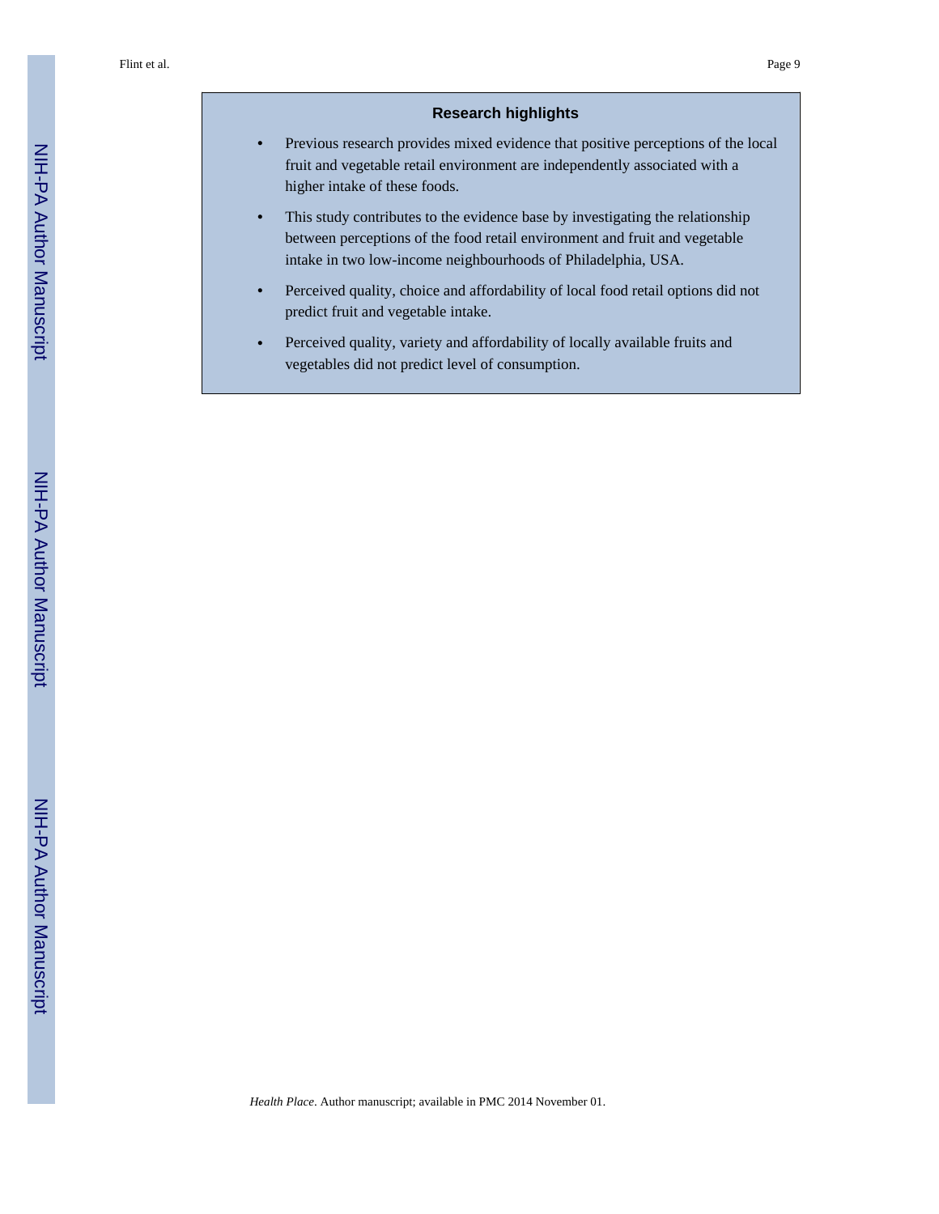## Research highlights

- Previous research provides mixed evidence that positive perceptions of the local fruit and vegetable retail environment are independently associated with a higher intake of these foods.
- This study contributes to the evidence base by investigating the relationship between perceptions of the food retail environment and fruit and vegetable intake in two low-income neighbourhoods of Philadelphia, USA.
- Perceived quality, choice and affordability of local food retail options did not predict fruit and vegetable intake.
- Perceived quality, variety and affordability of locally available fruits and vegetables did not predict level of consumption.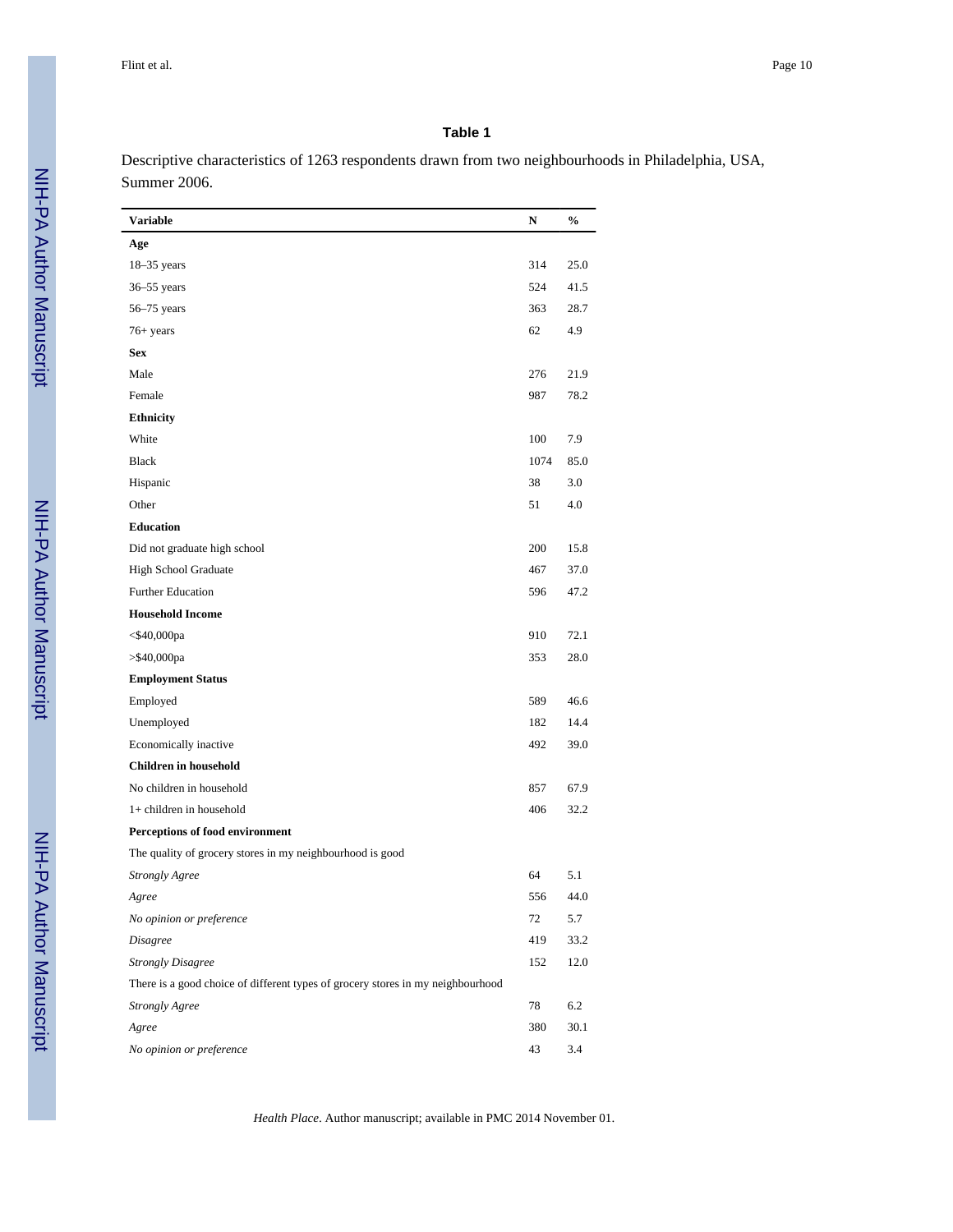**Table 1**

Descriptive characteristics of 1263 respondents drawn from two neighbourhoods in Philadelphia, USA, Summer 2006.

| Variable | N | % |
|---|---|---|
| **Age** | | |
| 18–35 years | 314 | 25.0 |
| 36–55 years | 524 | 41.5 |
| 56–75 years | 363 | 28.7 |
| 76+ years | 62 | 4.9 |
| **Sex** | | |
| Male | 276 | 21.9 |
| Female | 987 | 78.2 |
| **Ethnicity** | | |
| White | 100 | 7.9 |
| Black | 1074 | 85.0 |
| Hispanic | 38 | 3.0 |
| Other | 51 | 4.0 |
| **Education** | | |
| Did not graduate high school | 200 | 15.8 |
| High School Graduate | 467 | 37.0 |
| Further Education | 596 | 47.2 |
| **Household Income** | | |
| <$40,000pa | 910 | 72.1 |
| >$40,000pa | 353 | 28.0 |
| **Employment Status** | | |
| Employed | 589 | 46.6 |
| Unemployed | 182 | 14.4 |
| Economically inactive | 492 | 39.0 |
| **Children in household** | | |
| No children in household | 857 | 67.9 |
| 1+ children in household | 406 | 32.2 |
| **Perceptions of food environment** | | |
| The quality of grocery stores in my neighbourhood is good | | |
| *Strongly Agree* | 64 | 5.1 |
| *Agree* | 556 | 44.0 |
| *No opinion or preference* | 72 | 5.7 |
| *Disagree* | 419 | 33.2 |
| *Strongly Disagree* | 152 | 12.0 |
| There is a good choice of different types of grocery stores in my neighbourhood | | |
| *Strongly Agree* | 78 | 6.2 |
| *Agree* | 380 | 30.1 |
| *No opinion or preference* | 43 | 3.4 |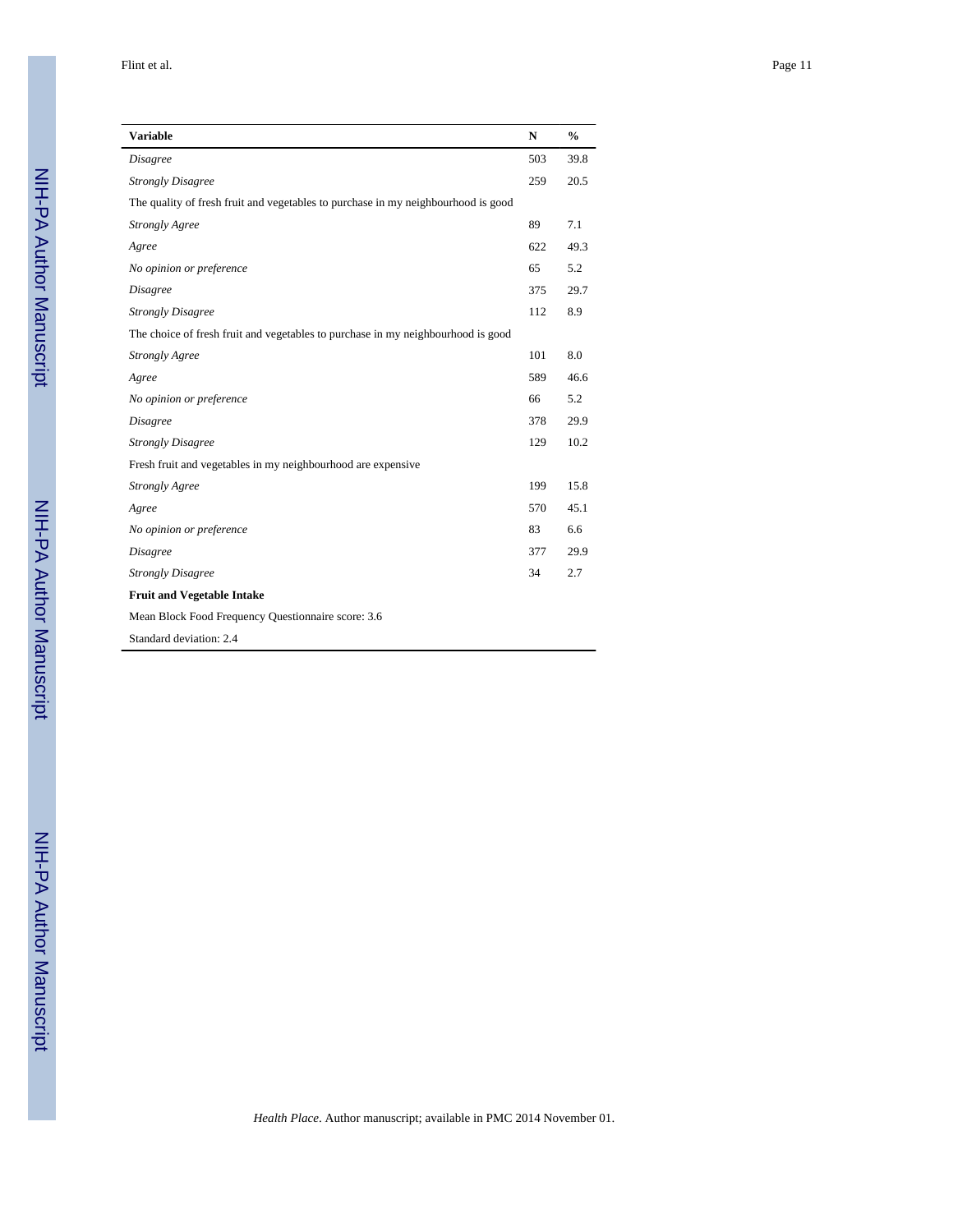| Variable | N | % |
|---|---|---|
| *Disagree* | 503 | 39.8 |
| *Strongly Disagree* | 259 | 20.5 |
| The quality of fresh fruit and vegetables to purchase in my neighbourhood is good | | |
| *Strongly Agree* | 89 | 7.1 |
| *Agree* | 622 | 49.3 |
| *No opinion or preference* | 65 | 5.2 |
| *Disagree* | 375 | 29.7 |
| *Strongly Disagree* | 112 | 8.9 |
| The choice of fresh fruit and vegetables to purchase in my neighbourhood is good | | |
| *Strongly Agree* | 101 | 8.0 |
| *Agree* | 589 | 46.6 |
| *No opinion or preference* | 66 | 5.2 |
| *Disagree* | 378 | 29.9 |
| *Strongly Disagree* | 129 | 10.2 |
| Fresh fruit and vegetables in my neighbourhood are expensive | | |
| *Strongly Agree* | 199 | 15.8 |
| *Agree* | 570 | 45.1 |
| *No opinion or preference* | 83 | 6.6 |
| *Disagree* | 377 | 29.9 |
| *Strongly Disagree* | 34 | 2.7 |
| **Fruit and Vegetable Intake** | | |
| Mean Block Food Frequency Questionnaire score: 3.6 | | |
| Standard deviation: 2.4 | | |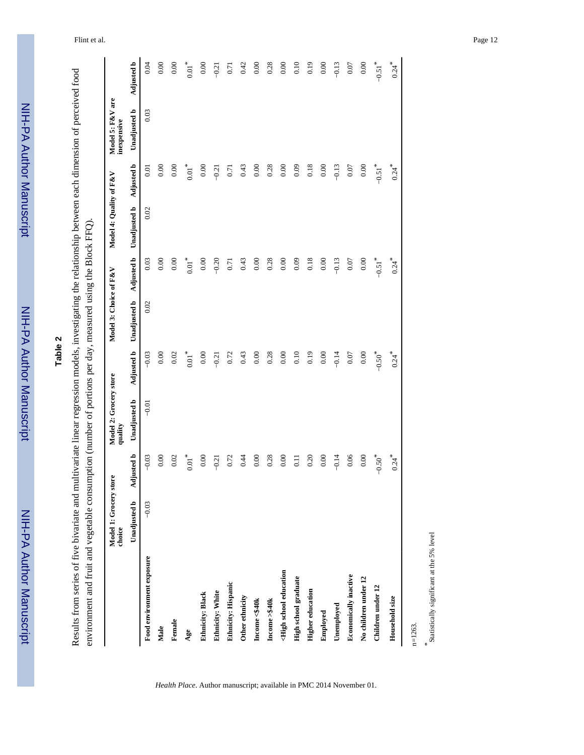## Table 2

Results from series of five bivariate and multivariate linear regression models, investigating the relationship between each dimension of perceived food environment and fruit and vegetable consumption (number of portions per day, measured using the Block FFQ).

| | Model 1: Grocery store choice | | Model 2: Grocery store quality | | Model 3: Choice of F&V | | Model 4: Quality of F&V | | Model 5: F&V are inexpensive | |
|---|---|---|---|---|---|---|---|---|---|---|
| | Unadjusted b | Adjusted b | Unadjusted b | Adjusted b | Unadjusted b | Adjusted b | Unadjusted b | Adjusted b | Unadjusted b | Adjusted b |
| Food environment exposure | −0.03 | −0.03 | −0.01 | −0.03 | 0.02 | 0.03 | 0.02 | 0.01 | 0.03 | 0.04 |
| Male | | 0.00 | | 0.00 | | 0.00 | | 0.00 | | 0.00 |
| Female | | 0.02 | | 0.02 | | 0.00 | | 0.00 | | 0.00 |
| Age | | 0.01* | | 0.01* | | 0.01* | | 0.01* | | 0.01* |
| Ethnicity: Black | | 0.00 | | 0.00 | | 0.00 | | 0.00 | | 0.00 |
| Ethnicity: White | | −0.21 | | −0.21 | | −0.20 | | −0.21 | | −0.21 |
| Ethnicity: Hispanic | | 0.72 | | 0.72 | | 0.71 | | 0.71 | | 0.71 |
| Other ethnicity | | 0.44 | | 0.43 | | 0.43 | | 0.43 | | 0.42 |
| Income <$40k | | 0.00 | | 0.00 | | 0.00 | | 0.00 | | 0.00 |
| Income >$40k | | 0.28 | | 0.28 | | 0.28 | | 0.28 | | 0.28 |
| <High school education | | 0.00 | | 0.00 | | 0.00 | | 0.00 | | 0.00 |
| High school graduate | | 0.11 | | 0.10 | | 0.09 | | 0.09 | | 0.10 |
| Higher education | | 0.20 | | 0.19 | | 0.18 | | 0.18 | | 0.19 |
| Employed | | 0.00 | | 0.00 | | 0.00 | | 0.00 | | 0.00 |
| Unemployed | | −0.14 | | −0.14 | | −0.13 | | −0.13 | | −0.13 |
| Economically inactive | | 0.06 | | 0.07 | | 0.07 | | 0.07 | | 0.07 |
| No children under 12 | | 0.00 | | 0.00 | | 0.00 | | 0.00 | | 0.00 |
| Children under 12 | | −0.50* | | −0.50* | | −0.51* | | −0.51* | | −0.51* |
| Household size | | 0.24* | | 0.24* | | 0.24* | | 0.24* | | 0.24* |

n=1263.

*Statistically significant at the 5% level